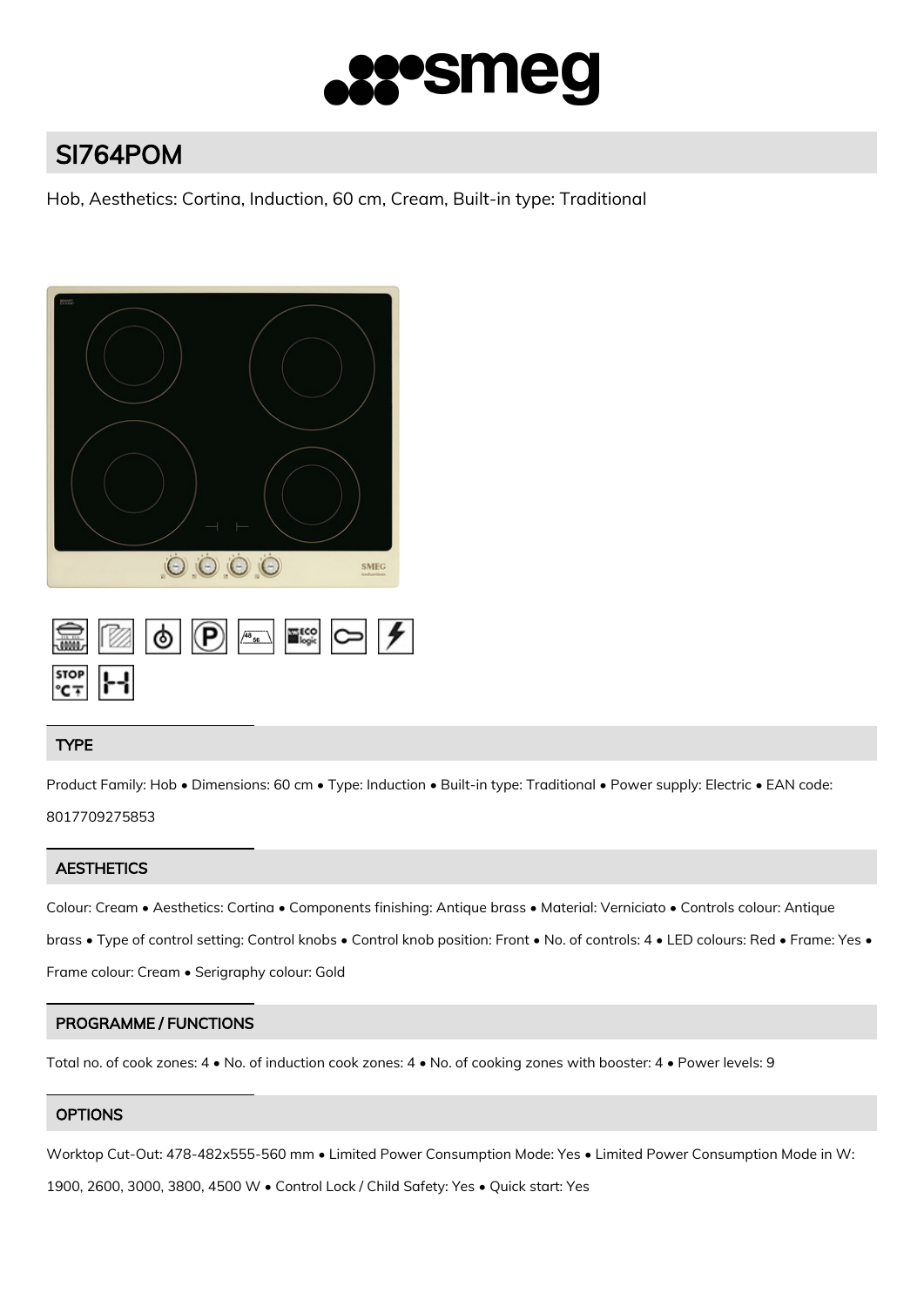# SI764POM

Hob, Aesthetics: Cortina, Induction, 60 cm, Cream, Built-in type: Traditional

## TYPE

Product Family: Hob • Dimensions: 60 cm • Type: Induction • Built-in type: Traditional • Power supply: Electric • EAN code: 8017709275853

## AESTHETICS

Colour: Cream • Aesthetics: Cortina • Components finishing: Antique brass • Material: Verniciato • Controls colour: Antique brass • Type of control setting: Control knobs • Control knob position: Front • No. of controls: 4 • LED colours: Red • Frame: Yes • Frame colour: Cream • Serigraphy colour: Gold

## PROGRAMME / FUNCTIONS

Total no. of cook zones: 4 • No. of induction cook zones: 4 • No. of cooking zones with booster: 4 • Power levels: 9

## OPTIONS

Worktop Cut-Out: 478-482x555-560 mm • Limited Power Consumption Mode: Yes • Limited Power Consumption Mode in W: 1900, 2600, 3000, 3800, 4500 W • Control Lock / Child Safety: Yes • Quick start: Yes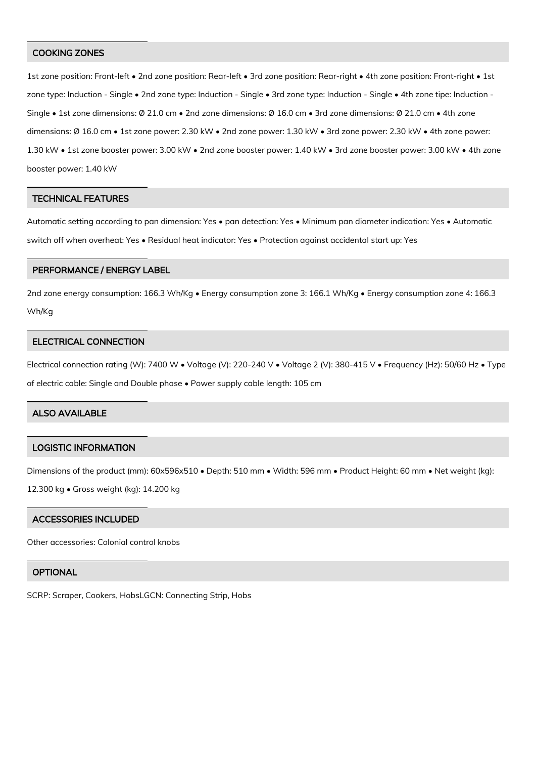## COOKING ZONES

1st zone position: Front-left • 2nd zone position: Rear-left • 3rd zone position: Rear-right • 4th zone position: Front-right • 1st zone type: Induction - Single • 2nd zone type: Induction - Single • 3rd zone type: Induction - Single • 4th zone tipe: Induction - Single • 1st zone dimensions: Ø 21.0 cm • 2nd zone dimensions: Ø 16.0 cm • 3rd zone dimensions: Ø 21.0 cm • 4th zone dimensions: Ø 16.0 cm • 1st zone power: 2.30 kW • 2nd zone power: 1.30 kW • 3rd zone power: 2.30 kW • 4th zone power: 1.30 kW • 1st zone booster power: 3.00 kW • 2nd zone booster power: 1.40 kW • 3rd zone booster power: 3.00 kW • 4th zone booster power: 1.40 kW

## TECHNICAL FEATURES

Automatic setting according to pan dimension: Yes • pan detection: Yes • Minimum pan diameter indication: Yes • Automatic switch off when overheat: Yes • Residual heat indicator: Yes • Protection against accidental start up: Yes

## PERFORMANCE / ENERGY LABEL

2nd zone energy consumption: 166.3 Wh/Kg • Energy consumption zone 3: 166.1 Wh/Kg • Energy consumption zone 4: 166.3 Wh/Kg

## ELECTRICAL CONNECTION

Electrical connection rating (W): 7400 W • Voltage (V): 220-240 V • Voltage 2 (V): 380-415 V • Frequency (Hz): 50/60 Hz • Type of electric cable: Single and Double phase • Power supply cable length: 105 cm

## ALSO AVAILABLE

## LOGISTIC INFORMATION

Dimensions of the product (mm): 60x596x510 • Depth: 510 mm • Width: 596 mm • Product Height: 60 mm • Net weight (kg): 12.300 kg • Gross weight (kg): 14.200 kg

## ACCESSORIES INCLUDED

Other accessories: Colonial control knobs

## OPTIONAL

SCRP: Scraper, Cookers, HobsLGCN: Connecting Strip, Hobs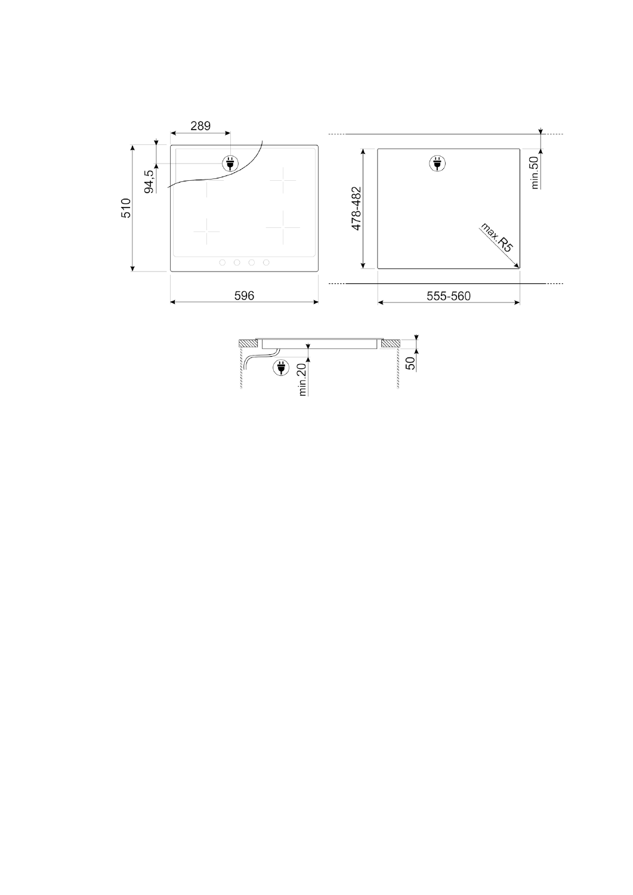289

94,5

510

596

478-482

min.50

max.R5

555-560

min.20

50